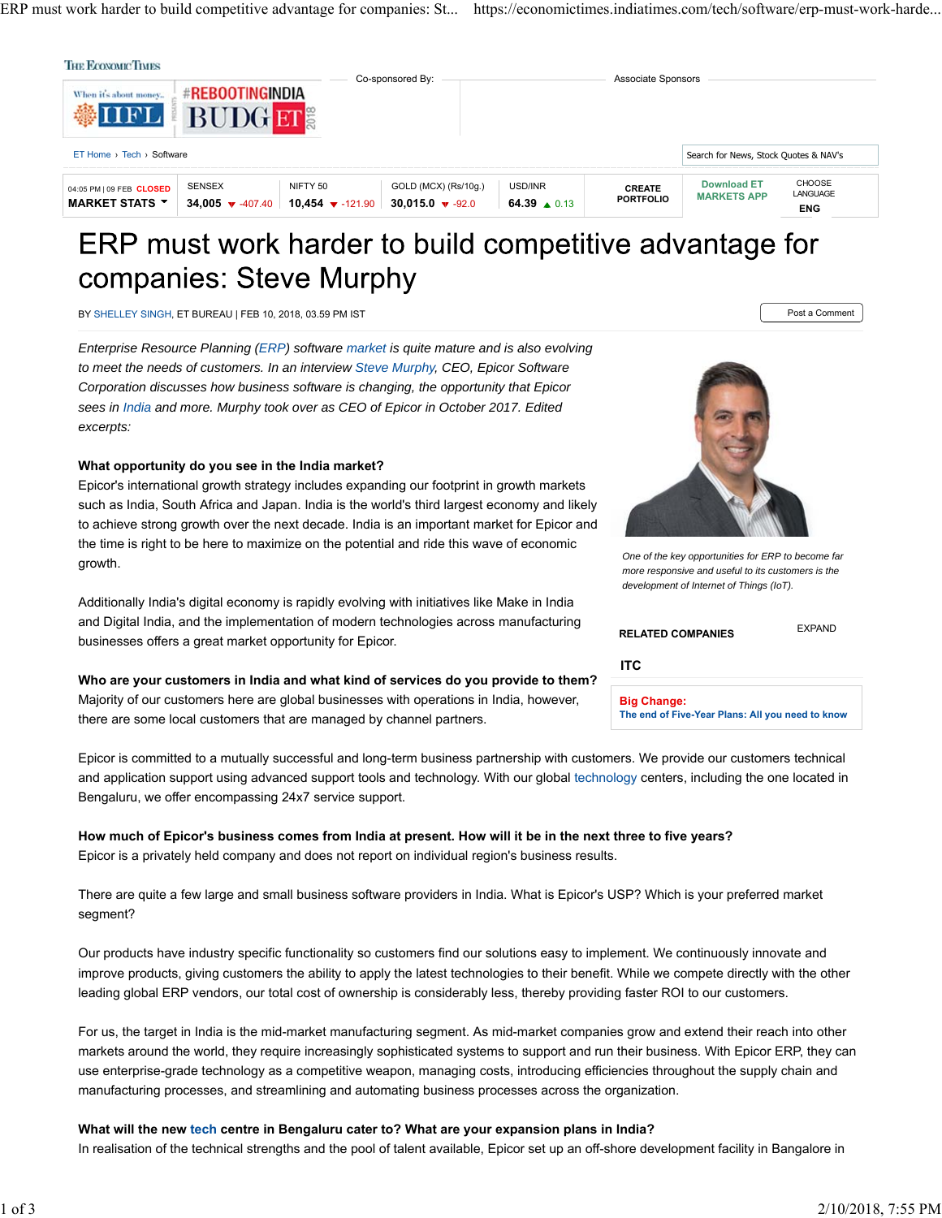# ERP must work harder to build competitive advantage for companies: Steve Murphy

BY SHELLEY SINGH, ET BUREAU | FEB 10, 2018, 03.59 PM IST

*Enterprise Resource Planning (ERP) software market is quite mature and is also evolving to meet the needs of customers. In an interview Steve Murphy, CEO, Epicor Software Corporation discusses how business software is changing, the opportunity that Epicor sees in India and more. Murphy took over as CEO of Epicor in October 2017. Edited excerpts:*

*One of the key opportunities for ERP to become far more responsive and useful to its customers is the development of Internet of Things (IoT).*

**What opportunity do you see in the India market?**

Epicor's international growth strategy includes expanding our footprint in growth markets such as India, South Africa and Japan. India is the world's third largest economy and likely to achieve strong growth over the next decade. India is an important market for Epicor and the time is right to be here to maximize on the potential and ride this wave of economic growth.

Additionally India's digital economy is rapidly evolving with initiatives like Make in India and Digital India, and the implementation of modern technologies across manufacturing businesses offers a great market opportunity for Epicor.

**Who are your customers in India and what kind of services do you provide to them?**

Majority of our customers here are global businesses with operations in India, however, there are some local customers that are managed by channel partners.

Epicor is committed to a mutually successful and long-term business partnership with customers. We provide our customers technical and application support using advanced support tools and technology. With our global technology centers, including the one located in Bengaluru, we offer encompassing 24x7 service support.

**How much of Epicor's business comes from India at present. How will it be in the next three to five years?**

Epicor is a privately held company and does not report on individual region's business results.

There are quite a few large and small business software providers in India. What is Epicor's USP? Which is your preferred market segment?

Our products have industry specific functionality so customers find our solutions easy to implement. We continuously innovate and improve products, giving customers the ability to apply the latest technologies to their benefit. While we compete directly with the other leading global ERP vendors, our total cost of ownership is considerably less, thereby providing faster ROI to our customers.

For us, the target in India is the mid-market manufacturing segment. As mid-market companies grow and extend their reach into other markets around the world, they require increasingly sophisticated systems to support and run their business. With Epicor ERP, they can use enterprise-grade technology as a competitive weapon, managing costs, introducing efficiencies throughout the supply chain and manufacturing processes, and streamlining and automating business processes across the organization.

**What will the new tech centre in Bengaluru cater to? What are your expansion plans in India?**

In realisation of the technical strengths and the pool of talent available, Epicor set up an off-shore development facility in Bangalore in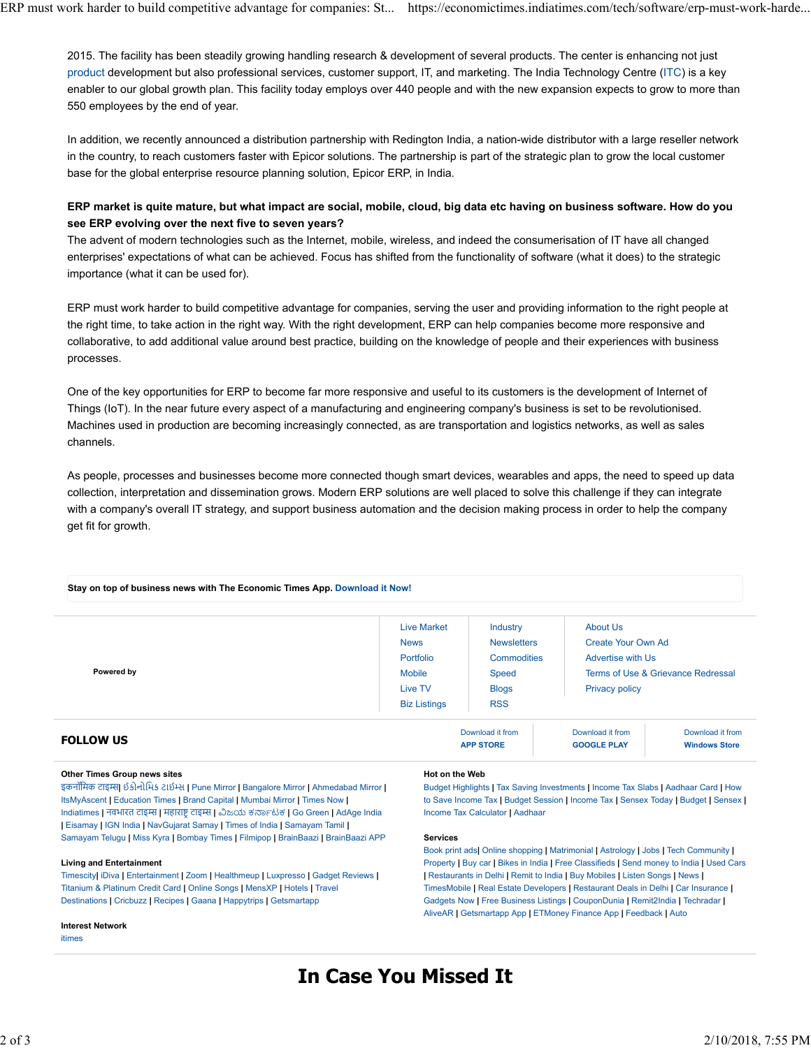2015. The facility has been steadily growing handling research & development of several products. The center is enhancing not just product development but also professional services, customer support, IT, and marketing. The India Technology Centre (ITC) is a key enabler to our global growth plan. This facility today employs over 440 people and with the new expansion expects to grow to more than 550 employees by the end of year.

In addition, we recently announced a distribution partnership with Redington India, a nation-wide distributor with a large reseller network in the country, to reach customers faster with Epicor solutions. The partnership is part of the strategic plan to grow the local customer base for the global enterprise resource planning solution, Epicor ERP, in India.

**ERP market is quite mature, but what impact are social, mobile, cloud, big data etc having on business software. How do you see ERP evolving over the next five to seven years?**
The advent of modern technologies such as the Internet, mobile, wireless, and indeed the consumerisation of IT have all changed enterprises' expectations of what can be achieved. Focus has shifted from the functionality of software (what it does) to the strategic importance (what it can be used for).

ERP must work harder to build competitive advantage for companies, serving the user and providing information to the right people at the right time, to take action in the right way. With the right development, ERP can help companies become more responsive and collaborative, to add additional value around best practice, building on the knowledge of people and their experiences with business processes.

One of the key opportunities for ERP to become far more responsive and useful to its customers is the development of Internet of Things (IoT). In the near future every aspect of a manufacturing and engineering company's business is set to be revolutionised. Machines used in production are becoming increasingly connected, as are transportation and logistics networks, as well as sales channels.

As people, processes and businesses become more connected though smart devices, wearables and apps, the need to speed up data collection, interpretation and dissemination grows. Modern ERP solutions are well placed to solve this challenge if they can integrate with a company's overall IT strategy, and support business automation and the decision making process in order to help the company get fit for growth.

**Stay on top of business news with The Economic Times App. Download it Now!**

**Powered by**

Live Market | News | Portfolio | Mobile | Live TV | Biz Listings

Industry | Newsletters | Commodities | Speed | Blogs | RSS

About Us | Create Your Own Ad | Advertise with Us | Terms of Use & Grievance Redressal | Privacy policy

**FOLLOW US**

Download it from **APP STORE** | Download it from **GOOGLE PLAY** | Download it from **Windows Store**

**Other Times Group news sites**
इकनॉमिक टाइम्स| ઈકોનોમિક ટાઈમ્સ | Pune Mirror | Bangalore Mirror | Ahmedabad Mirror | ItsMyAscent | Education Times | Brand Capital | Mumbai Mirror | Times Now | Indiatimes | नवभारत टाइम्स | महाराष्ट्र टाइम्स | ವಿಜಯ ಕರ್ನಾಟಕ | Go Green | AdAge India | Eisamay | IGN India | NavGujarat Samay | Times of India | Samayam Tamil | Samayam Telugu | Miss Kyra | Bombay Times | Filmipop | BrainBaazi | BrainBaazi APP

**Living and Entertainment**
Timescity| iDiva | Entertainment | Zoom | Healthmeup | Luxpresso | Gadget Reviews | Titanium & Platinum Credit Card | Online Songs | MensXP | Hotels | Travel Destinations | Cricbuzz | Recipes | Gaana | Happytrips | Getsmartapp

**Interest Network**
itimes

**Hot on the Web**
Budget Highlights | Tax Saving Investments | Income Tax Slabs | Aadhaar Card | How to Save Income Tax | Budget Session | Income Tax | Sensex Today | Budget | Sensex | Income Tax Calculator | Aadhaar

**Services**
Book print ads| Online shopping | Matrimonial | Astrology | Jobs | Tech Community | Property | Buy car | Bikes in India | Free Classifieds | Send money to India | Used Cars | Restaurants in Delhi | Remit to India | Buy Mobiles | Listen Songs | News | TimesMobile | Real Estate Developers | Restaurant Deals in Delhi | Car Insurance | Gadgets Now | Free Business Listings | CouponDunia | Remit2India | Techradar | AliveAR | Getsmartapp App | ETMoney Finance App | Feedback | Auto

# In Case You Missed It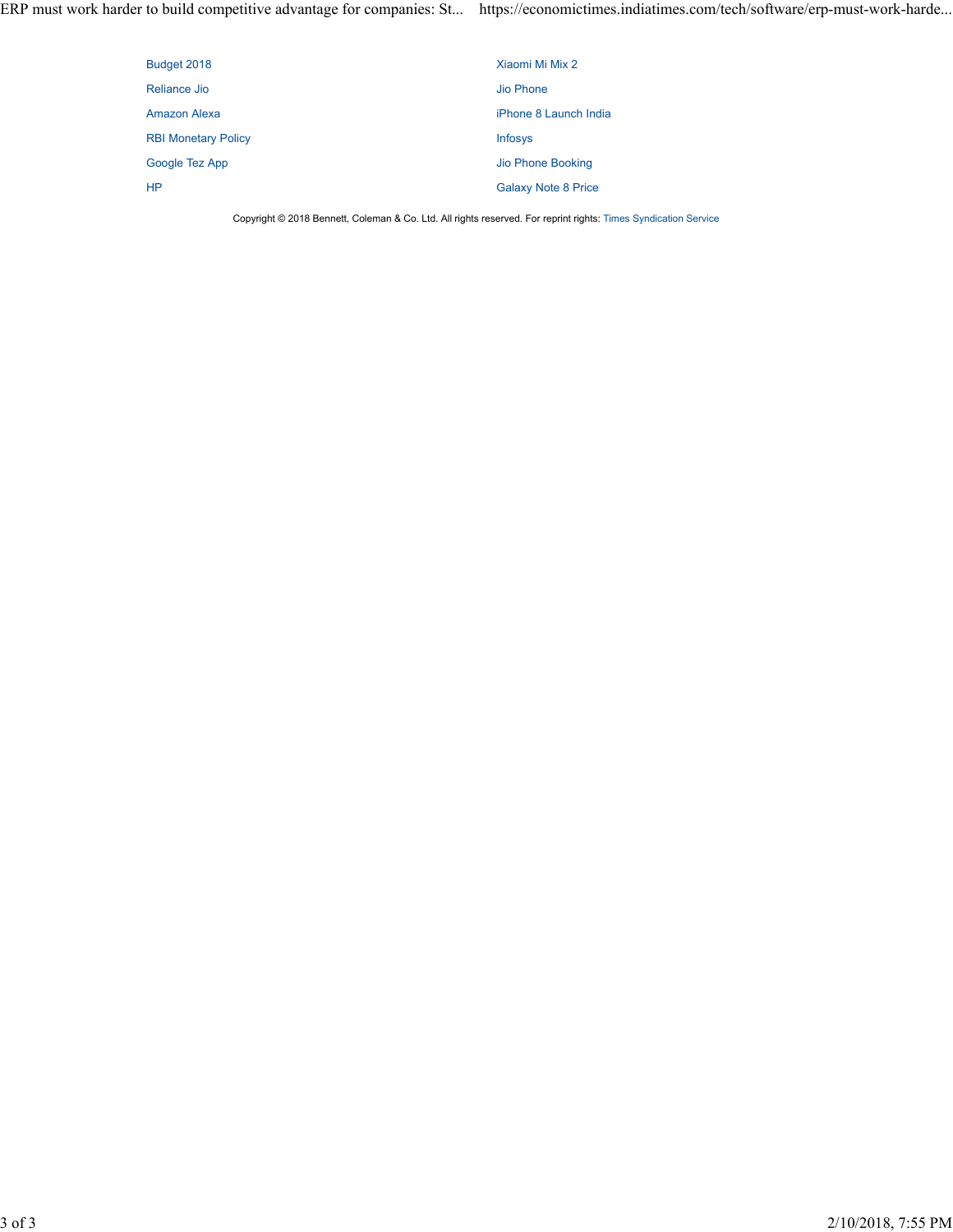Budget 2018

Reliance Jio

Amazon Alexa

RBI Monetary Policy

Google Tez App

HP

Xiaomi Mi Mix 2

Jio Phone

iPhone 8 Launch India

Infosys

Jio Phone Booking

Galaxy Note 8 Price

Copyright © 2018 Bennett, Coleman & Co. Ltd. All rights reserved. For reprint rights: Times Syndication Service